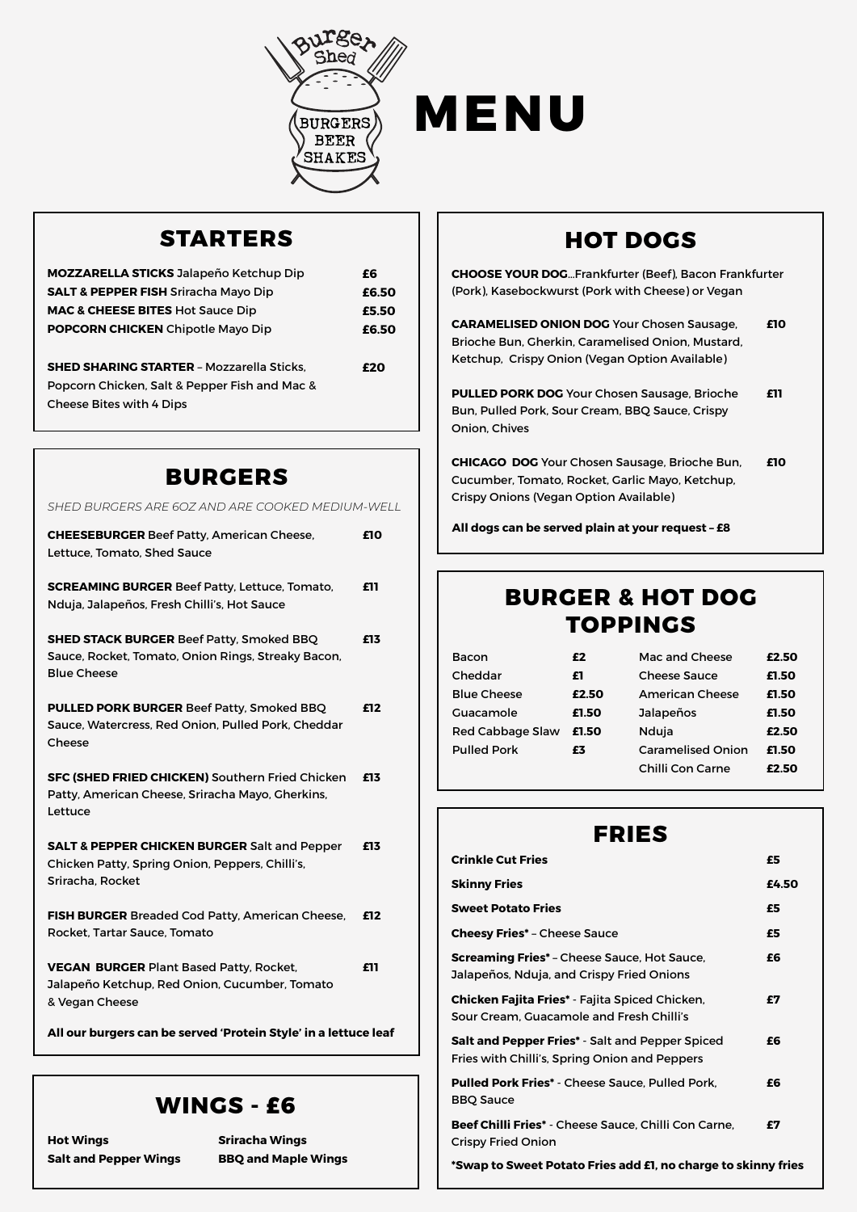# MENU

Burger Shed — BURGERS BEER SHAKES

## STARTERS

**MOZZARELLA STICKS** Jalapeño Ketchup Dip £6
**SALT & PEPPER FISH** Sriracha Mayo Dip £6.50
**MAC & CHEESE BITES** Hot Sauce Dip £5.50
**POPCORN CHICKEN** Chipotle Mayo Dip £6.50

**SHED SHARING STARTER** – Mozzarella Sticks, Popcorn Chicken, Salt & Pepper Fish and Mac & Cheese Bites with 4 Dips £20

## BURGERS

*SHED BURGERS ARE 6OZ AND ARE COOKED MEDIUM-WELL*

**CHEESEBURGER** Beef Patty, American Cheese, Lettuce, Tomato, Shed Sauce £10

**SCREAMING BURGER** Beef Patty, Lettuce, Tomato, Nduja, Jalapeños, Fresh Chilli's, Hot Sauce £11

**SHED STACK BURGER** Beef Patty, Smoked BBQ Sauce, Rocket, Tomato, Onion Rings, Streaky Bacon, Blue Cheese £13

**PULLED PORK BURGER** Beef Patty, Smoked BBQ Sauce, Watercress, Red Onion, Pulled Pork, Cheddar Cheese £12

**SFC (SHED FRIED CHICKEN)** Southern Fried Chicken Patty, American Cheese, Sriracha Mayo, Gherkins, Lettuce £13

**SALT & PEPPER CHICKEN BURGER** Salt and Pepper Chicken Patty, Spring Onion, Peppers, Chilli's, Sriracha, Rocket £13

**FISH BURGER** Breaded Cod Patty, American Cheese, Rocket, Tartar Sauce, Tomato £12

**VEGAN BURGER** Plant Based Patty, Rocket, Jalapeño Ketchup, Red Onion, Cucumber, Tomato & Vegan Cheese £11

**All our burgers can be served 'Protein Style' in a lettuce leaf**

## WINGS - £6

**Hot Wings**
**Salt and Pepper Wings**
**Sriracha Wings**
**BBQ and Maple Wings**

## HOT DOGS

**CHOOSE YOUR DOG**...Frankfurter (Beef), Bacon Frankfurter (Pork), Kasebockwurst (Pork with Cheese) or Vegan

**CARAMELISED ONION DOG** Your Chosen Sausage, Brioche Bun, Gherkin, Caramelised Onion, Mustard, Ketchup, Crispy Onion (Vegan Option Available) £10

**PULLED PORK DOG** Your Chosen Sausage, Brioche Bun, Pulled Pork, Sour Cream, BBQ Sauce, Crispy Onion, Chives £11

**CHICAGO DOG** Your Chosen Sausage, Brioche Bun, Cucumber, Tomato, Rocket, Garlic Mayo, Ketchup, Crispy Onions (Vegan Option Available) £10

**All dogs can be served plain at your request – £8**

## BURGER & HOT DOG TOPPINGS

| Topping | Price | Topping | Price |
| --- | --- | --- | --- |
| Bacon | £2 | Mac and Cheese | £2.50 |
| Cheddar | £1 | Cheese Sauce | £1.50 |
| Blue Cheese | £2.50 | American Cheese | £1.50 |
| Guacamole | £1.50 | Jalapeños | £1.50 |
| Red Cabbage Slaw | £1.50 | Nduja | £2.50 |
| Pulled Pork | £3 | Caramelised Onion | £1.50 |
| | | Chilli Con Carne | £2.50 |

## FRIES

**Crinkle Cut Fries** £5

**Skinny Fries** £4.50

**Sweet Potato Fries** £5

**Cheesy Fries*** – Cheese Sauce £5

**Screaming Fries*** – Cheese Sauce, Hot Sauce, Jalapeños, Nduja, and Crispy Fried Onions £6

**Chicken Fajita Fries*** - Fajita Spiced Chicken, Sour Cream, Guacamole and Fresh Chilli's £7

**Salt and Pepper Fries*** - Salt and Pepper Spiced Fries with Chilli's, Spring Onion and Peppers £6

**Pulled Pork Fries*** - Cheese Sauce, Pulled Pork, BBQ Sauce £6

**Beef Chilli Fries*** - Cheese Sauce, Chilli Con Carne, Crispy Fried Onion £7

***Swap to Sweet Potato Fries add £1, no charge to skinny fries**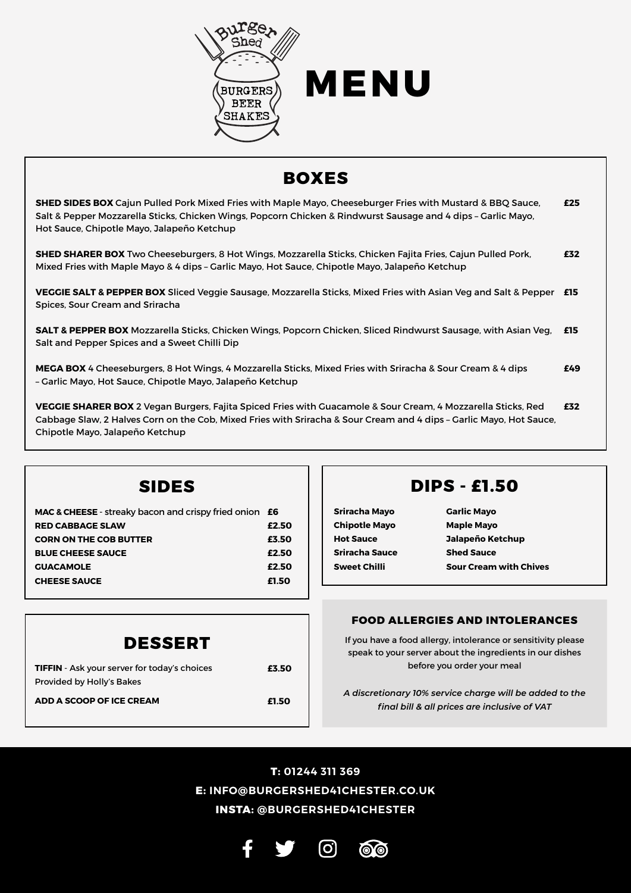Burger Shed

BURGERS BEER SHAKES

# MENU

## BOXES

**SHED SIDES BOX** Cajun Pulled Pork Mixed Fries with Maple Mayo, Cheeseburger Fries with Mustard & BBQ Sauce, Salt & Pepper Mozzarella Sticks, Chicken Wings, Popcorn Chicken & Rindwurst Sausage and 4 dips – Garlic Mayo, Hot Sauce, Chipotle Mayo, Jalapeño Ketchup **£25**

**SHED SHARER BOX** Two Cheeseburgers, 8 Hot Wings, Mozzarella Sticks, Chicken Fajita Fries, Cajun Pulled Pork, Mixed Fries with Maple Mayo & 4 dips – Garlic Mayo, Hot Sauce, Chipotle Mayo, Jalapeño Ketchup **£32**

**VEGGIE SALT & PEPPER BOX** Sliced Veggie Sausage, Mozzarella Sticks, Mixed Fries with Asian Veg and Salt & Pepper Spices, Sour Cream and Sriracha **£15**

**SALT & PEPPER BOX** Mozzarella Sticks, Chicken Wings, Popcorn Chicken, Sliced Rindwurst Sausage, with Asian Veg, Salt and Pepper Spices and a Sweet Chilli Dip **£15**

**MEGA BOX** 4 Cheeseburgers, 8 Hot Wings, 4 Mozzarella Sticks, Mixed Fries with Sriracha & Sour Cream & 4 dips – Garlic Mayo, Hot Sauce, Chipotle Mayo, Jalapeño Ketchup **£49**

**VEGGIE SHARER BOX** 2 Vegan Burgers, Fajita Spiced Fries with Guacamole & Sour Cream, 4 Mozzarella Sticks, Red Cabbage Slaw, 2 Halves Corn on the Cob, Mixed Fries with Sriracha & Sour Cream and 4 dips – Garlic Mayo, Hot Sauce, Chipotle Mayo, Jalapeño Ketchup **£32**

## SIDES

| | |
|---|---|
| **MAC & CHEESE** - streaky bacon and crispy fried onion | **£6** |
| **RED CABBAGE SLAW** | **£2.50** |
| **CORN ON THE COB BUTTER** | **£3.50** |
| **BLUE CHEESE SAUCE** | **£2.50** |
| **GUACAMOLE** | **£2.50** |
| **CHEESE SAUCE** | **£1.50** |

## DIPS - £1.50

| | |
|---|---|
| **Sriracha Mayo** | **Garlic Mayo** |
| **Chipotle Mayo** | **Maple Mayo** |
| **Hot Sauce** | **Jalapeño Ketchup** |
| **Sriracha Sauce** | **Shed Sauce** |
| **Sweet Chilli** | **Sour Cream with Chives** |

## DESSERT

| | |
|---|---|
| **TIFFIN** - Ask your server for today's choices Provided by Holly's Bakes | **£3.50** |
| **ADD A SCOOP OF ICE CREAM** | **£1.50** |

### FOOD ALLERGIES AND INTOLERANCES

If you have a food allergy, intolerance or sensitivity please speak to your server about the ingredients in our dishes before you order your meal

*A discretionary 10% service charge will be added to the final bill & all prices are inclusive of VAT*

**T:** 01244 311 369

**E:** INFO@BURGERSHED41CHESTER.CO.UK

**INSTA:** @BURGERSHED41CHESTER